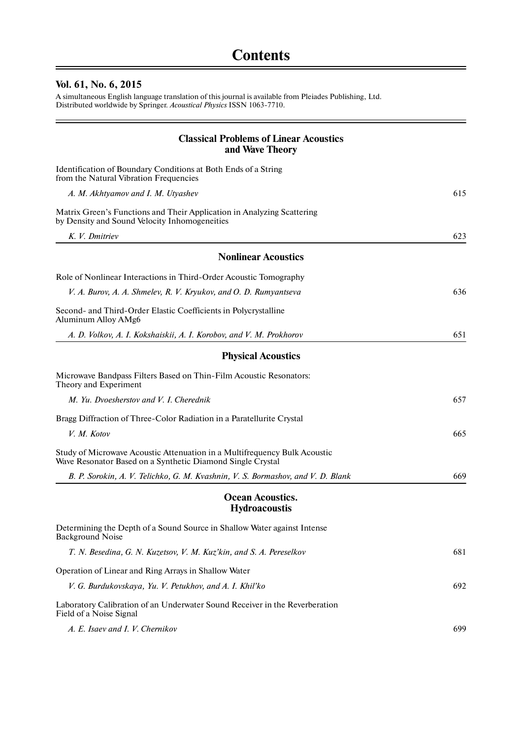# Contents

## Vol. 61, No. 6, 2015

A simultaneous English language translation of this journal is available from Pleiades Publishing, Ltd. Distributed worldwide by Springer. *Acoustical Physics* ISSN 1063-7710.

### Classical Problems of Linear Acoustics and Wave Theory

Identification of Boundary Conditions at Both Ends of a String from the Natural Vibration Frequencies

*A. M. Akhtyamov and I. M. Utyashev* — 615

Matrix Green's Functions and Their Application in Analyzing Scattering by Density and Sound Velocity Inhomogeneities

*K. V. Dmitriev* — 623

### Nonlinear Acoustics

Role of Nonlinear Interactions in Third-Order Acoustic Tomography

*V. A. Burov, A. A. Shmelev, R. V. Kryukov, and O. D. Rumyantseva* — 636

Second- and Third-Order Elastic Coefficients in Polycrystalline Aluminum Alloy AMg6

*A. D. Volkov, A. I. Kokshaiskii, A. I. Korobov, and V. M. Prokhorov* — 651

### Physical Acoustics

Microwave Bandpass Filters Based on Thin-Film Acoustic Resonators: Theory and Experiment

*M. Yu. Dvoesherstov and V. I. Cherednik* — 657

Bragg Diffraction of Three-Color Radiation in a Paratellurite Crystal

*V. M. Kotov* — 665

Study of Microwave Acoustic Attenuation in a Multifrequency Bulk Acoustic Wave Resonator Based on a Synthetic Diamond Single Crystal

*B. P. Sorokin, A. V. Telichko, G. M. Kvashnin, V. S. Bormashov, and V. D. Blank* — 669

### Ocean Acoustics. Hydroacoustis

Determining the Depth of a Sound Source in Shallow Water against Intense Background Noise

*T. N. Besedina, G. N. Kuzetsov, V. M. Kuz'kin, and S. A. Pereselkov* — 681

Operation of Linear and Ring Arrays in Shallow Water

*V. G. Burdukovskaya, Yu. V. Petukhov, and A. I. Khil'ko* — 692

Laboratory Calibration of an Underwater Sound Receiver in the Reverberation Field of a Noise Signal

*A. E. Isaev and I. V. Chernikov* — 699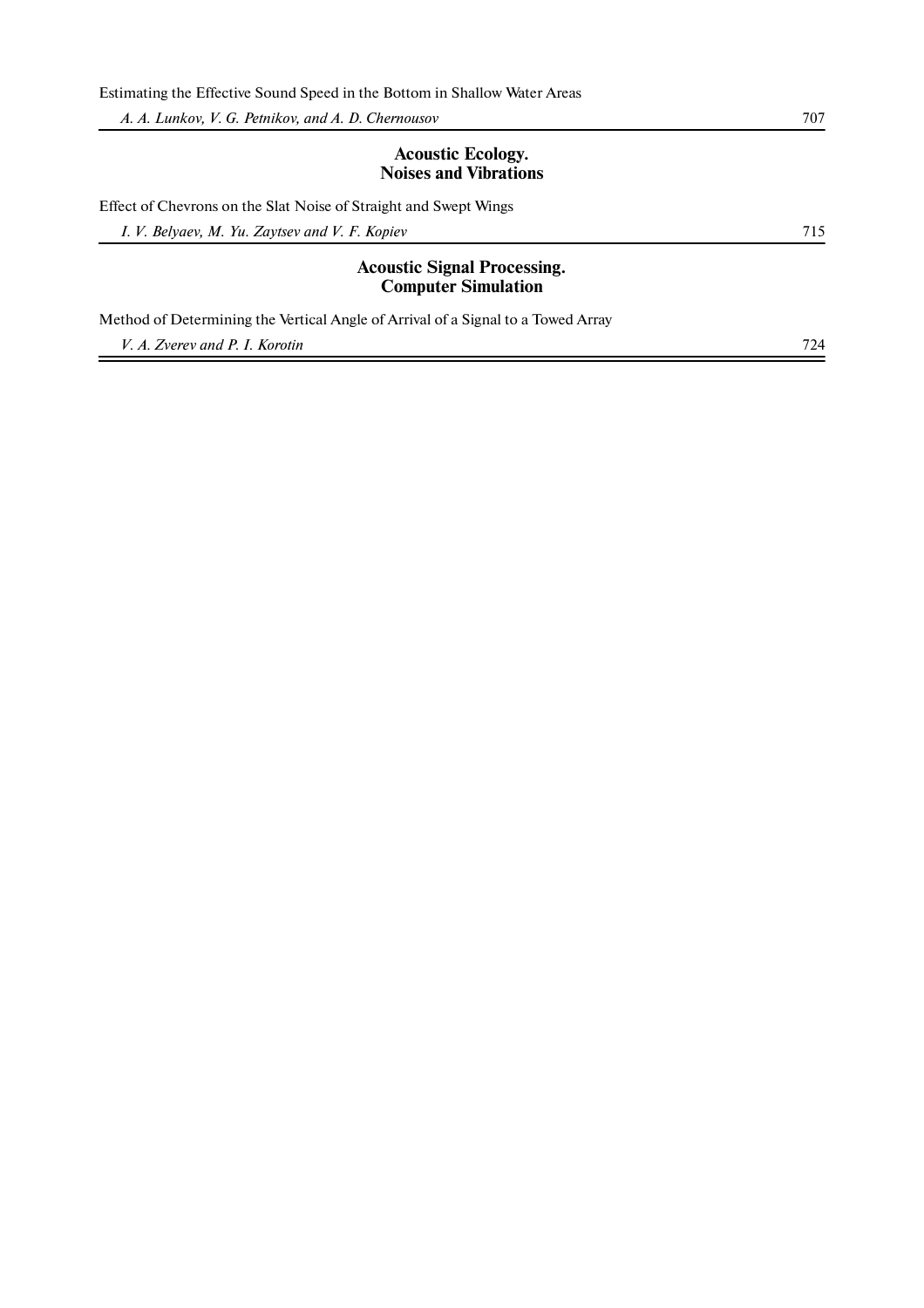Estimating the Effective Sound Speed in the Bottom in Shallow Water Areas

*A. A. Lunkov, V. G. Petnikov, and A. D. Chernousov* 707

## Acoustic Ecology. Noises and Vibrations

Effect of Chevrons on the Slat Noise of Straight and Swept Wings

*I. V. Belyaev, M. Yu. Zaytsev and V. F. Kopiev* 715

## Acoustic Signal Processing. Computer Simulation

Method of Determining the Vertical Angle of Arrival of a Signal to a Towed Array

*V. A. Zverev and P. I. Korotin* 724